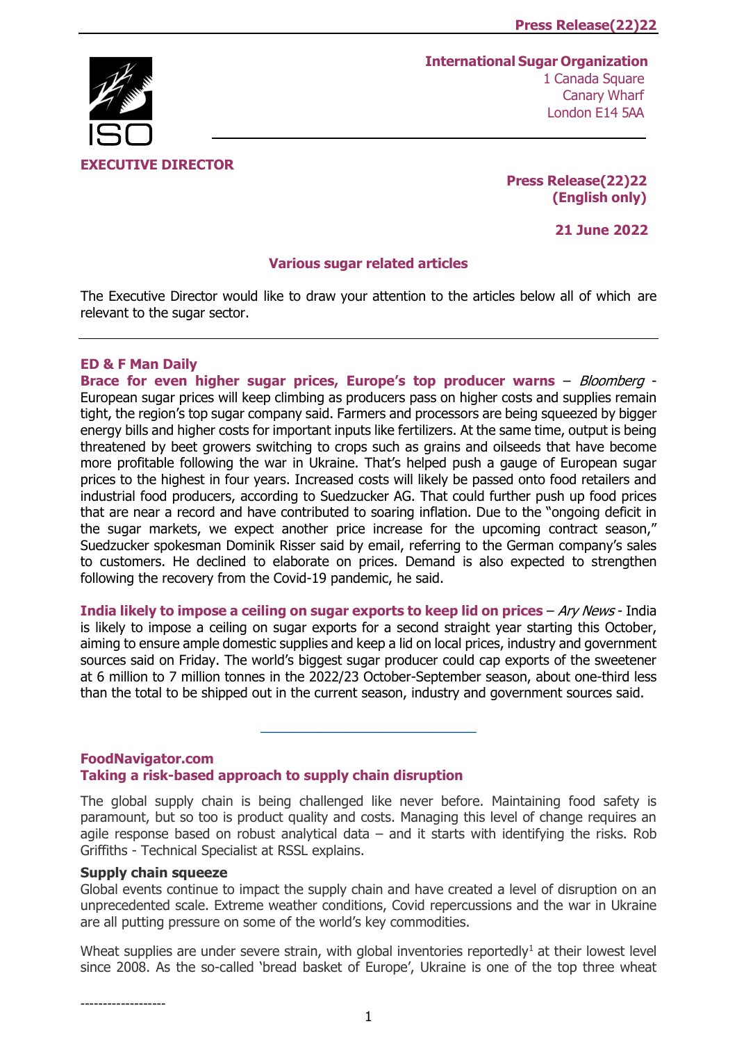**International Sugar Organization**
1 Canada Square
Canary Wharf
London E14 5AA

**EXECUTIVE DIRECTOR**

**Press Release(22)22**
**(English only)**

**21 June 2022**

## Various sugar related articles

The Executive Director would like to draw your attention to the articles below all of which are relevant to the sugar sector.

---

### ED & F Man Daily

**Brace for even higher sugar prices, Europe's top producer warns** – *Bloomberg* - European sugar prices will keep climbing as producers pass on higher costs and supplies remain tight, the region's top sugar company said. Farmers and processors are being squeezed by bigger energy bills and higher costs for important inputs like fertilizers. At the same time, output is being threatened by beet growers switching to crops such as grains and oilseeds that have become more profitable following the war in Ukraine. That's helped push a gauge of European sugar prices to the highest in four years. Increased costs will likely be passed onto food retailers and industrial food producers, according to Suedzucker AG. That could further push up food prices that are near a record and have contributed to soaring inflation. Due to the "ongoing deficit in the sugar markets, we expect another price increase for the upcoming contract season," Suedzucker spokesman Dominik Risser said by email, referring to the German company's sales to customers. He declined to elaborate on prices. Demand is also expected to strengthen following the recovery from the Covid-19 pandemic, he said.

**India likely to impose a ceiling on sugar exports to keep lid on prices** – *Ary News* - India is likely to impose a ceiling on sugar exports for a second straight year starting this October, aiming to ensure ample domestic supplies and keep a lid on local prices, industry and government sources said on Friday. The world's biggest sugar producer could cap exports of the sweetener at 6 million to 7 million tonnes in the 2022/23 October-September season, about one-third less than the total to be shipped out in the current season, industry and government sources said.

---

### FoodNavigator.com
### Taking a risk-based approach to supply chain disruption

The global supply chain is being challenged like never before. Maintaining food safety is paramount, but so too is product quality and costs. Managing this level of change requires an agile response based on robust analytical data – and it starts with identifying the risks. Rob Griffiths - Technical Specialist at RSSL explains.

#### Supply chain squeeze

Global events continue to impact the supply chain and have created a level of disruption on an unprecedented scale. Extreme weather conditions, Covid repercussions and the war in Ukraine are all putting pressure on some of the world's key commodities.

Wheat supplies are under severe strain, with global inventories reportedly[1] at their lowest level since 2008. As the so-called 'bread basket of Europe', Ukraine is one of the top three wheat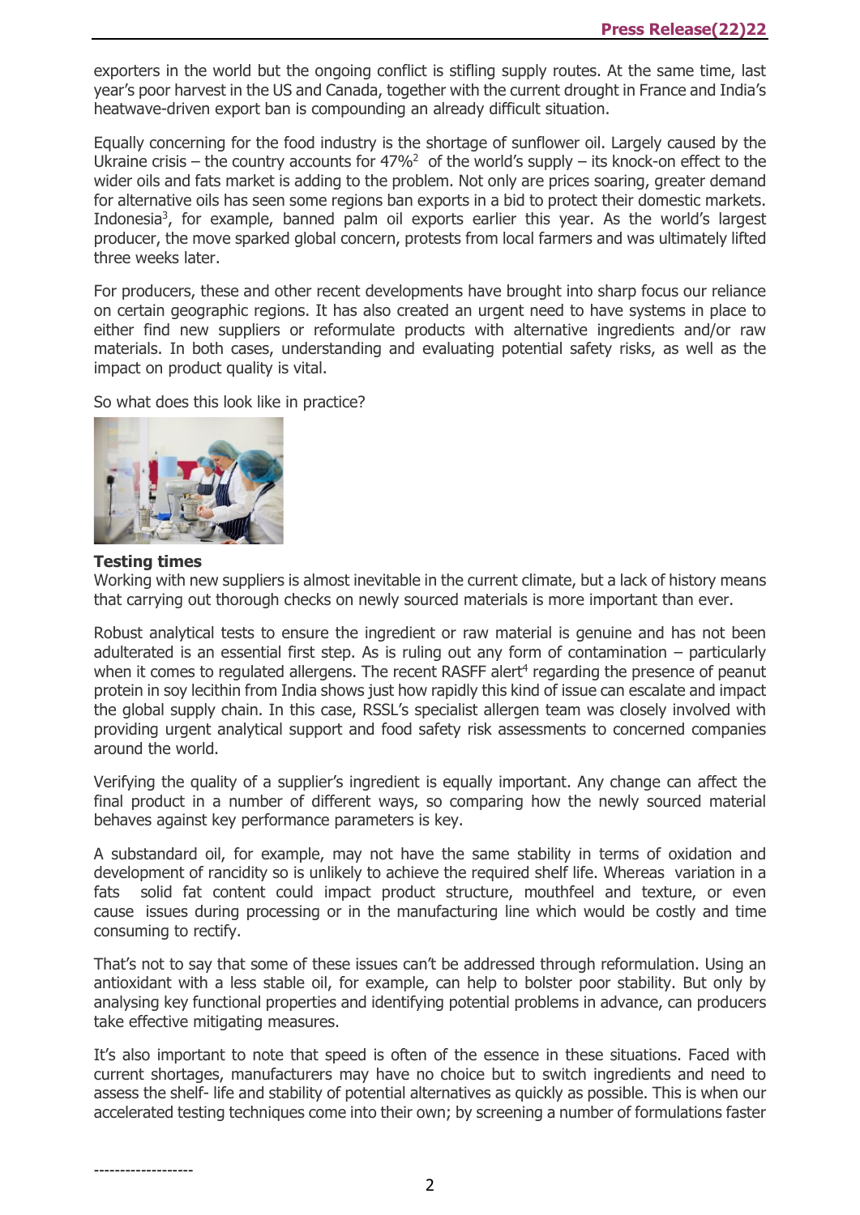exporters in the world but the ongoing conflict is stifling supply routes. At the same time, last year's poor harvest in the US and Canada, together with the current drought in France and India's heatwave-driven export ban is compounding an already difficult situation.

Equally concerning for the food industry is the shortage of sunflower oil. Largely caused by the Ukraine crisis – the country accounts for 47%[2] of the world's supply – its knock-on effect to the wider oils and fats market is adding to the problem. Not only are prices soaring, greater demand for alternative oils has seen some regions ban exports in a bid to protect their domestic markets. Indonesia[3], for example, banned palm oil exports earlier this year. As the world's largest producer, the move sparked global concern, protests from local farmers and was ultimately lifted three weeks later.

For producers, these and other recent developments have brought into sharp focus our reliance on certain geographic regions. It has also created an urgent need to have systems in place to either find new suppliers or reformulate products with alternative ingredients and/or raw materials. In both cases, understanding and evaluating potential safety risks, as well as the impact on product quality is vital.

So what does this look like in practice?

**Testing times**

Working with new suppliers is almost inevitable in the current climate, but a lack of history means that carrying out thorough checks on newly sourced materials is more important than ever.

Robust analytical tests to ensure the ingredient or raw material is genuine and has not been adulterated is an essential first step. As is ruling out any form of contamination – particularly when it comes to regulated allergens. The recent RASFF alert[4] regarding the presence of peanut protein in soy lecithin from India shows just how rapidly this kind of issue can escalate and impact the global supply chain. In this case, RSSL's specialist allergen team was closely involved with providing urgent analytical support and food safety risk assessments to concerned companies around the world.

Verifying the quality of a supplier's ingredient is equally important. Any change can affect the final product in a number of different ways, so comparing how the newly sourced material behaves against key performance parameters is key.

A substandard oil, for example, may not have the same stability in terms of oxidation and development of rancidity so is unlikely to achieve the required shelf life. Whereas variation in a fats solid fat content could impact product structure, mouthfeel and texture, or even cause issues during processing or in the manufacturing line which would be costly and time consuming to rectify.

That's not to say that some of these issues can't be addressed through reformulation. Using an antioxidant with a less stable oil, for example, can help to bolster poor stability. But only by analysing key functional properties and identifying potential problems in advance, can producers take effective mitigating measures.

It's also important to note that speed is often of the essence in these situations. Faced with current shortages, manufacturers may have no choice but to switch ingredients and need to assess the shelf- life and stability of potential alternatives as quickly as possible. This is when our accelerated testing techniques come into their own; by screening a number of formulations faster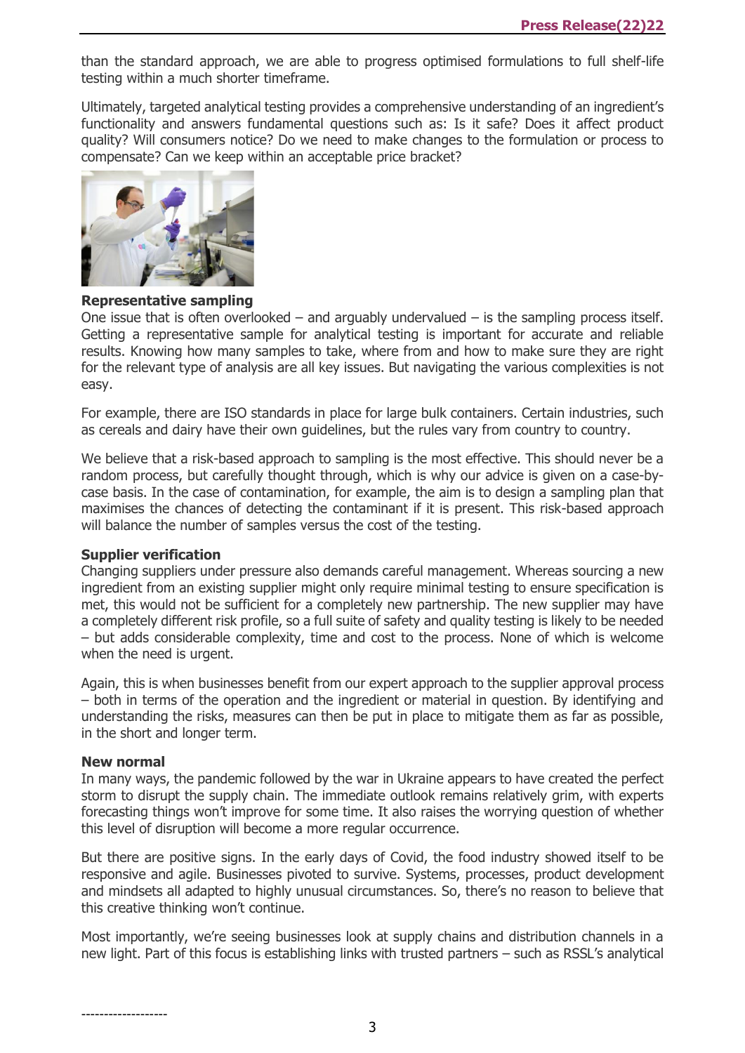than the standard approach, we are able to progress optimised formulations to full shelf-life testing within a much shorter timeframe.

Ultimately, targeted analytical testing provides a comprehensive understanding of an ingredient's functionality and answers fundamental questions such as: Is it safe? Does it affect product quality? Will consumers notice? Do we need to make changes to the formulation or process to compensate? Can we keep within an acceptable price bracket?

**Representative sampling**

One issue that is often overlooked – and arguably undervalued – is the sampling process itself. Getting a representative sample for analytical testing is important for accurate and reliable results. Knowing how many samples to take, where from and how to make sure they are right for the relevant type of analysis are all key issues. But navigating the various complexities is not easy.

For example, there are ISO standards in place for large bulk containers. Certain industries, such as cereals and dairy have their own guidelines, but the rules vary from country to country.

We believe that a risk-based approach to sampling is the most effective. This should never be a random process, but carefully thought through, which is why our advice is given on a case-by-case basis. In the case of contamination, for example, the aim is to design a sampling plan that maximises the chances of detecting the contaminant if it is present. This risk-based approach will balance the number of samples versus the cost of the testing.

**Supplier verification**

Changing suppliers under pressure also demands careful management. Whereas sourcing a new ingredient from an existing supplier might only require minimal testing to ensure specification is met, this would not be sufficient for a completely new partnership. The new supplier may have a completely different risk profile, so a full suite of safety and quality testing is likely to be needed – but adds considerable complexity, time and cost to the process. None of which is welcome when the need is urgent.

Again, this is when businesses benefit from our expert approach to the supplier approval process – both in terms of the operation and the ingredient or material in question. By identifying and understanding the risks, measures can then be put in place to mitigate them as far as possible, in the short and longer term.

**New normal**

In many ways, the pandemic followed by the war in Ukraine appears to have created the perfect storm to disrupt the supply chain. The immediate outlook remains relatively grim, with experts forecasting things won't improve for some time. It also raises the worrying question of whether this level of disruption will become a more regular occurrence.

But there are positive signs. In the early days of Covid, the food industry showed itself to be responsive and agile. Businesses pivoted to survive. Systems, processes, product development and mindsets all adapted to highly unusual circumstances. So, there's no reason to believe that this creative thinking won't continue.

Most importantly, we're seeing businesses look at supply chains and distribution channels in a new light. Part of this focus is establishing links with trusted partners – such as RSSL's analytical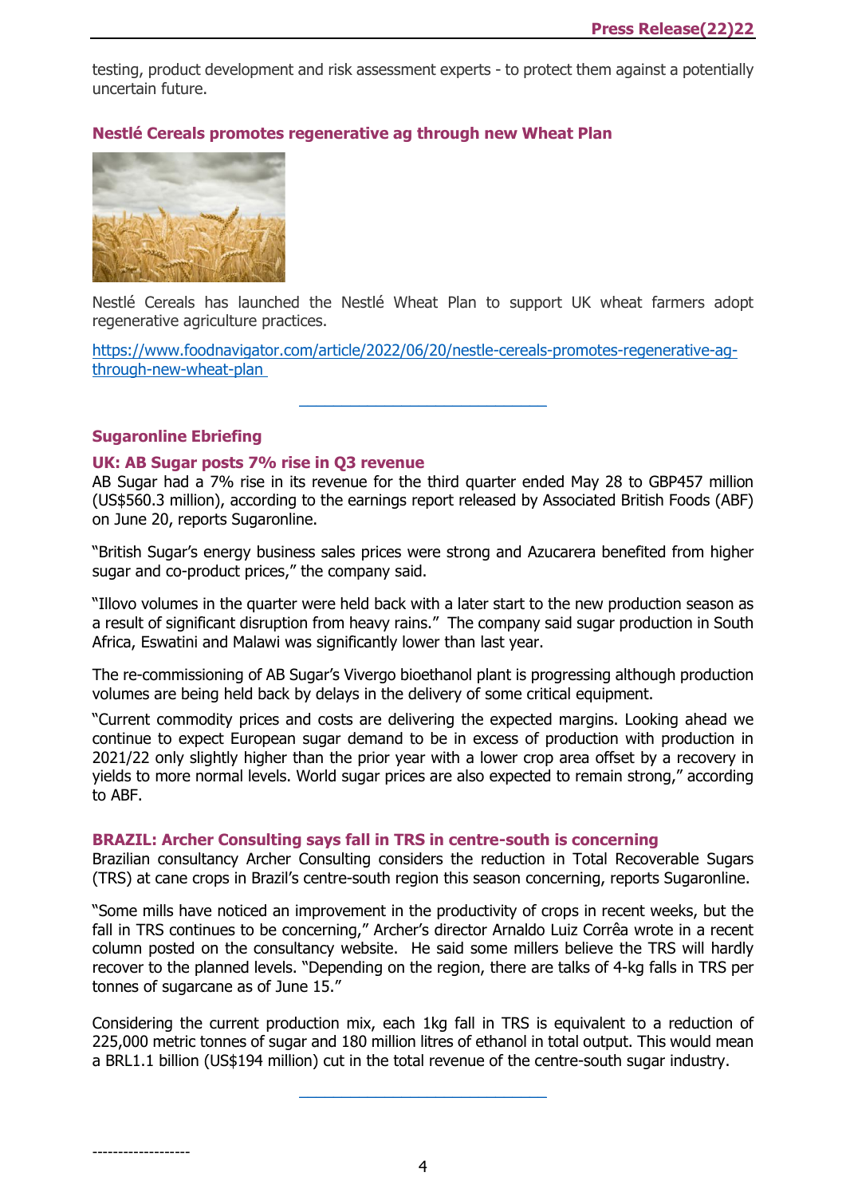testing, product development and risk assessment experts - to protect them against a potentially uncertain future.

### Nestlé Cereals promotes regenerative ag through new Wheat Plan

Nestlé Cereals has launched the Nestlé Wheat Plan to support UK wheat farmers adopt regenerative agriculture practices.

https://www.foodnavigator.com/article/2022/06/20/nestle-cereals-promotes-regenerative-ag-through-new-wheat-plan

---

## Sugaronline Ebriefing

### UK: AB Sugar posts 7% rise in Q3 revenue

AB Sugar had a 7% rise in its revenue for the third quarter ended May 28 to GBP457 million (US$560.3 million), according to the earnings report released by Associated British Foods (ABF) on June 20, reports Sugaronline.

"British Sugar's energy business sales prices were strong and Azucarera benefited from higher sugar and co-product prices," the company said.

"Illovo volumes in the quarter were held back with a later start to the new production season as a result of significant disruption from heavy rains." The company said sugar production in South Africa, Eswatini and Malawi was significantly lower than last year.

The re-commissioning of AB Sugar's Vivergo bioethanol plant is progressing although production volumes are being held back by delays in the delivery of some critical equipment.

"Current commodity prices and costs are delivering the expected margins. Looking ahead we continue to expect European sugar demand to be in excess of production with production in 2021/22 only slightly higher than the prior year with a lower crop area offset by a recovery in yields to more normal levels. World sugar prices are also expected to remain strong," according to ABF.

### BRAZIL: Archer Consulting says fall in TRS in centre-south is concerning

Brazilian consultancy Archer Consulting considers the reduction in Total Recoverable Sugars (TRS) at cane crops in Brazil's centre-south region this season concerning, reports Sugaronline.

"Some mills have noticed an improvement in the productivity of crops in recent weeks, but the fall in TRS continues to be concerning," Archer's director Arnaldo Luiz Corrêa wrote in a recent column posted on the consultancy website. He said some millers believe the TRS will hardly recover to the planned levels. "Depending on the region, there are talks of 4-kg falls in TRS per tonnes of sugarcane as of June 15."

Considering the current production mix, each 1kg fall in TRS is equivalent to a reduction of 225,000 metric tonnes of sugar and 180 million litres of ethanol in total output. This would mean a BRL1.1 billion (US$194 million) cut in the total revenue of the centre-south sugar industry.

---

-------------------